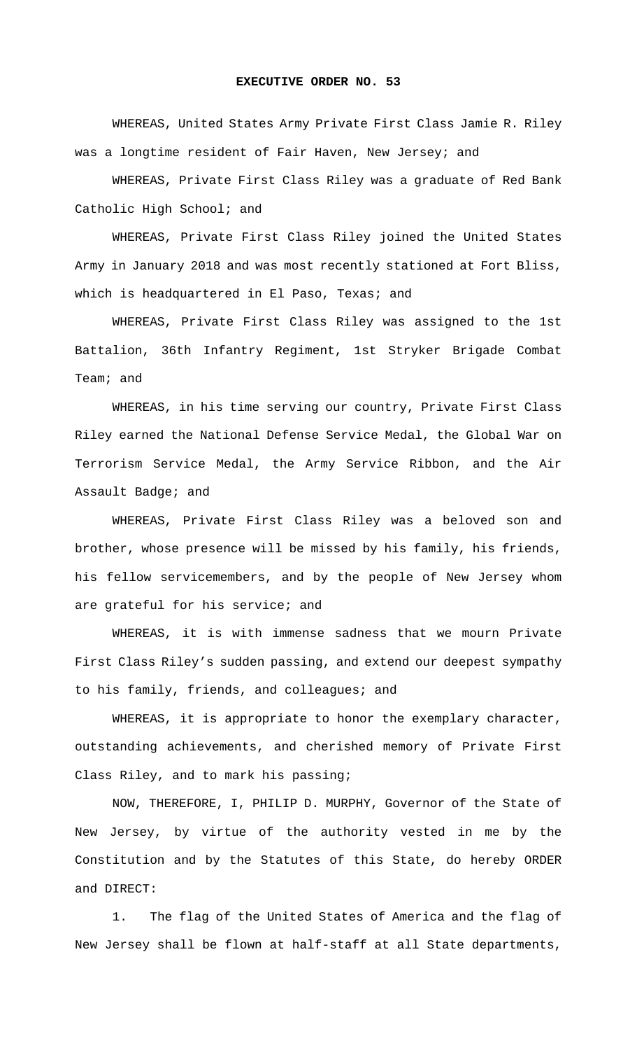# EXECUTIVE ORDER NO. 53

WHEREAS, United States Army Private First Class Jamie R. Riley was a longtime resident of Fair Haven, New Jersey; and

WHEREAS, Private First Class Riley was a graduate of Red Bank Catholic High School; and

WHEREAS, Private First Class Riley joined the United States Army in January 2018 and was most recently stationed at Fort Bliss, which is headquartered in El Paso, Texas; and

WHEREAS, Private First Class Riley was assigned to the 1st Battalion, 36th Infantry Regiment, 1st Stryker Brigade Combat Team; and

WHEREAS, in his time serving our country, Private First Class Riley earned the National Defense Service Medal, the Global War on Terrorism Service Medal, the Army Service Ribbon, and the Air Assault Badge; and

WHEREAS, Private First Class Riley was a beloved son and brother, whose presence will be missed by his family, his friends, his fellow servicemembers, and by the people of New Jersey whom are grateful for his service; and

WHEREAS, it is with immense sadness that we mourn Private First Class Riley's sudden passing, and extend our deepest sympathy to his family, friends, and colleagues; and

WHEREAS, it is appropriate to honor the exemplary character, outstanding achievements, and cherished memory of Private First Class Riley, and to mark his passing;

NOW, THEREFORE, I, PHILIP D. MURPHY, Governor of the State of New Jersey, by virtue of the authority vested in me by the Constitution and by the Statutes of this State, do hereby ORDER and DIRECT:

1. The flag of the United States of America and the flag of New Jersey shall be flown at half-staff at all State departments,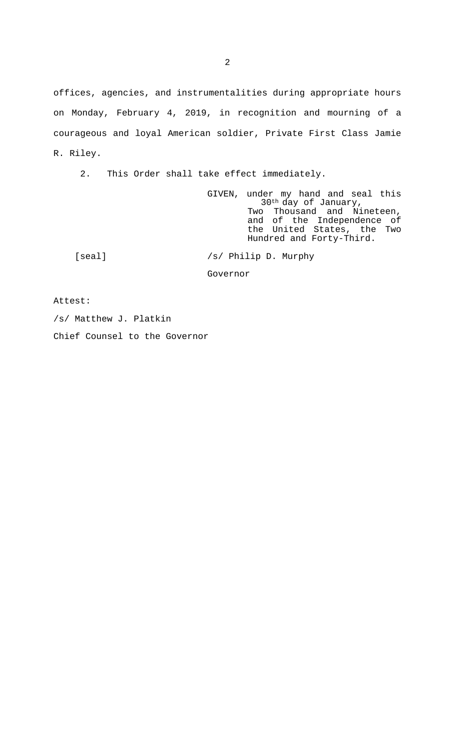offices, agencies, and instrumentalities during appropriate hours on Monday, February 4, 2019, in recognition and mourning of a courageous and loyal American soldier, Private First Class Jamie R. Riley.

2. This Order shall take effect immediately.

GIVEN, under my hand and seal this 30th day of January, Two Thousand and Nineteen, and of the Independence of the United States, the Two Hundred and Forty-Third.

[seal]

/s/ Philip D. Murphy

Governor

Attest:

/s/ Matthew J. Platkin

Chief Counsel to the Governor